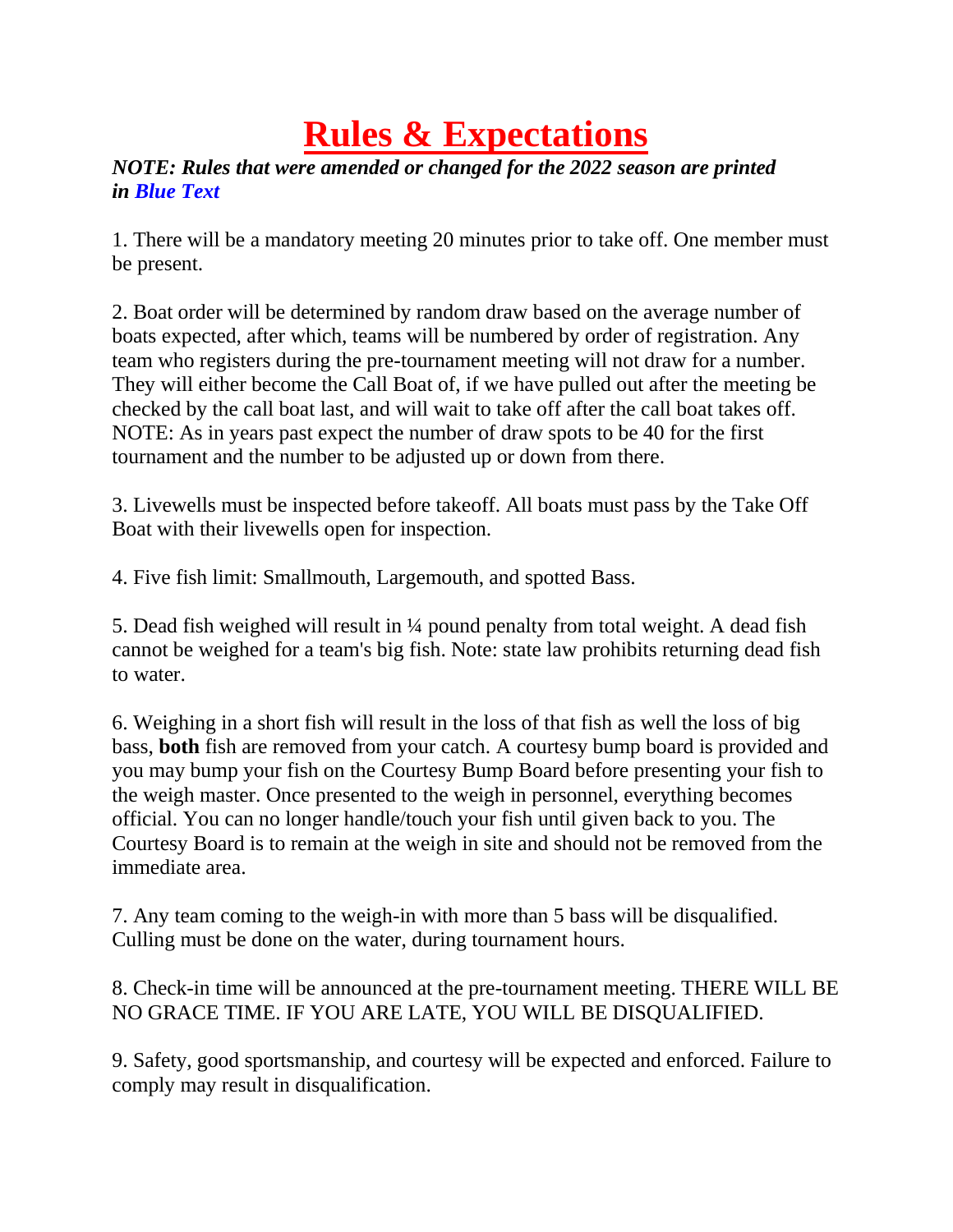# Rules & Expectations

***NOTE: Rules that were amended or changed for the 2022 season are printed in Blue Text***

1. There will be a mandatory meeting 20 minutes prior to take off. One member must be present.

2. Boat order will be determined by random draw based on the average number of boats expected, after which, teams will be numbered by order of registration. Any team who registers during the pre-tournament meeting will not draw for a number. They will either become the Call Boat of, if we have pulled out after the meeting be checked by the call boat last, and will wait to take off after the call boat takes off. NOTE: As in years past expect the number of draw spots to be 40 for the first tournament and the number to be adjusted up or down from there.

3. Livewells must be inspected before takeoff. All boats must pass by the Take Off Boat with their livewells open for inspection.

4. Five fish limit: Smallmouth, Largemouth, and spotted Bass.

5. Dead fish weighed will result in ¼ pound penalty from total weight. A dead fish cannot be weighed for a team's big fish. Note: state law prohibits returning dead fish to water.

6. Weighing in a short fish will result in the loss of that fish as well the loss of big bass, **both** fish are removed from your catch. A courtesy bump board is provided and you may bump your fish on the Courtesy Bump Board before presenting your fish to the weigh master. Once presented to the weigh in personnel, everything becomes official. You can no longer handle/touch your fish until given back to you. The Courtesy Board is to remain at the weigh in site and should not be removed from the immediate area.

7. Any team coming to the weigh-in with more than 5 bass will be disqualified. Culling must be done on the water, during tournament hours.

8. Check-in time will be announced at the pre-tournament meeting. THERE WILL BE NO GRACE TIME. IF YOU ARE LATE, YOU WILL BE DISQUALIFIED.

9. Safety, good sportsmanship, and courtesy will be expected and enforced. Failure to comply may result in disqualification.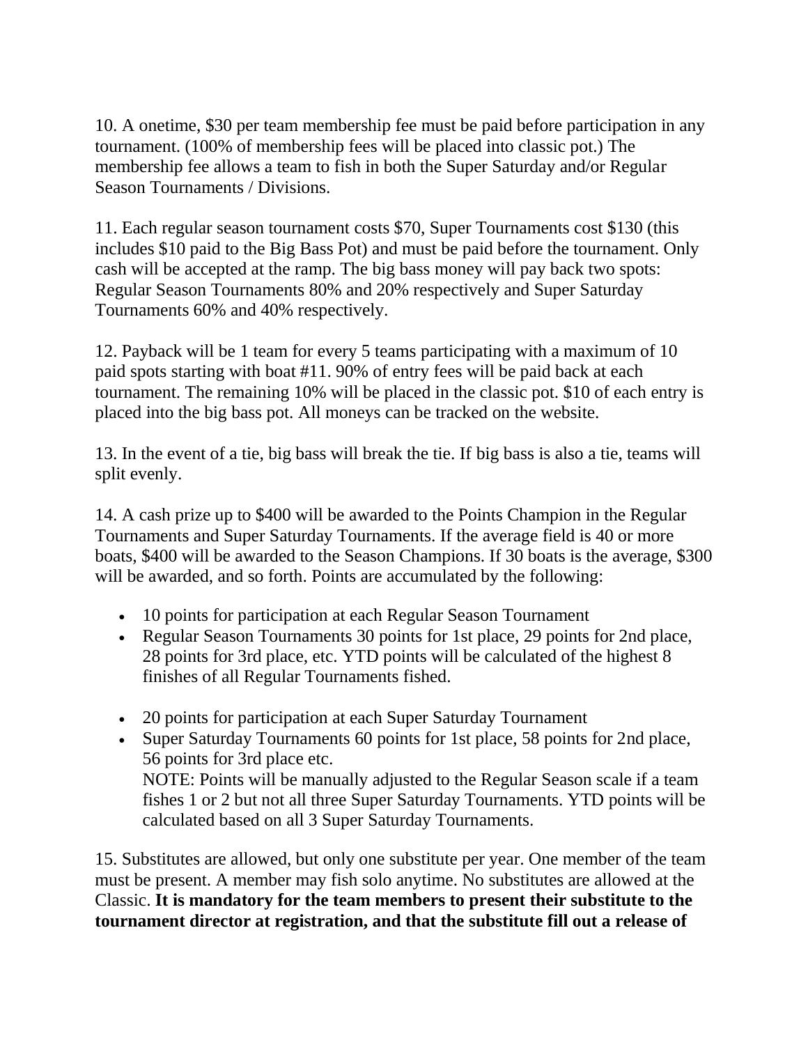10. A onetime, $30 per team membership fee must be paid before participation in any tournament. (100% of membership fees will be placed into classic pot.) The membership fee allows a team to fish in both the Super Saturday and/or Regular Season Tournaments / Divisions.

11. Each regular season tournament costs $70, Super Tournaments cost $130 (this includes $10 paid to the Big Bass Pot) and must be paid before the tournament. Only cash will be accepted at the ramp. The big bass money will pay back two spots: Regular Season Tournaments 80% and 20% respectively and Super Saturday Tournaments 60% and 40% respectively.

12. Payback will be 1 team for every 5 teams participating with a maximum of 10 paid spots starting with boat #11. 90% of entry fees will be paid back at each tournament. The remaining 10% will be placed in the classic pot. $10 of each entry is placed into the big bass pot. All moneys can be tracked on the website.

13. In the event of a tie, big bass will break the tie. If big bass is also a tie, teams will split evenly.

14. A cash prize up to $400 will be awarded to the Points Champion in the Regular Tournaments and Super Saturday Tournaments. If the average field is 40 or more boats, $400 will be awarded to the Season Champions. If 30 boats is the average, $300 will be awarded, and so forth. Points are accumulated by the following:

- 10 points for participation at each Regular Season Tournament
- Regular Season Tournaments 30 points for 1st place, 29 points for 2nd place, 28 points for 3rd place, etc. YTD points will be calculated of the highest 8 finishes of all Regular Tournaments fished.

- 20 points for participation at each Super Saturday Tournament
- Super Saturday Tournaments 60 points for 1st place, 58 points for 2nd place, 56 points for 3rd place etc.
  NOTE: Points will be manually adjusted to the Regular Season scale if a team fishes 1 or 2 but not all three Super Saturday Tournaments. YTD points will be calculated based on all 3 Super Saturday Tournaments.

15. Substitutes are allowed, but only one substitute per year. One member of the team must be present. A member may fish solo anytime. No substitutes are allowed at the Classic. **It is mandatory for the team members to present their substitute to the tournament director at registration, and that the substitute fill out a release of**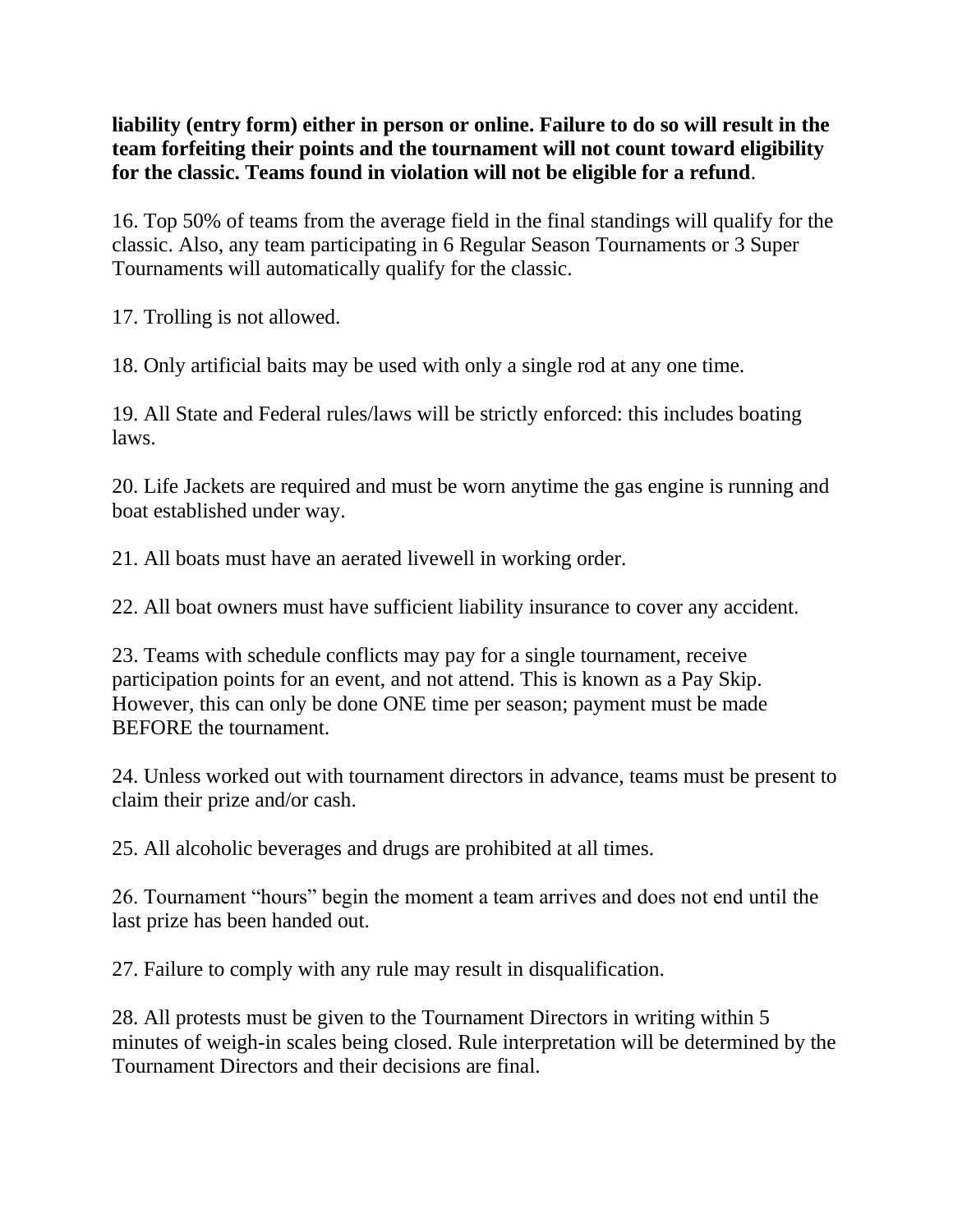**liability (entry form) either in person or online. Failure to do so will result in the team forfeiting their points and the tournament will not count toward eligibility for the classic. Teams found in violation will not be eligible for a refund**.

16. Top 50% of teams from the average field in the final standings will qualify for the classic. Also, any team participating in 6 Regular Season Tournaments or 3 Super Tournaments will automatically qualify for the classic.

17. Trolling is not allowed.

18. Only artificial baits may be used with only a single rod at any one time.

19. All State and Federal rules/laws will be strictly enforced: this includes boating laws.

20. Life Jackets are required and must be worn anytime the gas engine is running and boat established under way.

21. All boats must have an aerated livewell in working order.

22. All boat owners must have sufficient liability insurance to cover any accident.

23. Teams with schedule conflicts may pay for a single tournament, receive participation points for an event, and not attend. This is known as a Pay Skip. However, this can only be done ONE time per season; payment must be made BEFORE the tournament.

24. Unless worked out with tournament directors in advance, teams must be present to claim their prize and/or cash.

25. All alcoholic beverages and drugs are prohibited at all times.

26. Tournament "hours" begin the moment a team arrives and does not end until the last prize has been handed out.

27. Failure to comply with any rule may result in disqualification.

28. All protests must be given to the Tournament Directors in writing within 5 minutes of weigh-in scales being closed. Rule interpretation will be determined by the Tournament Directors and their decisions are final.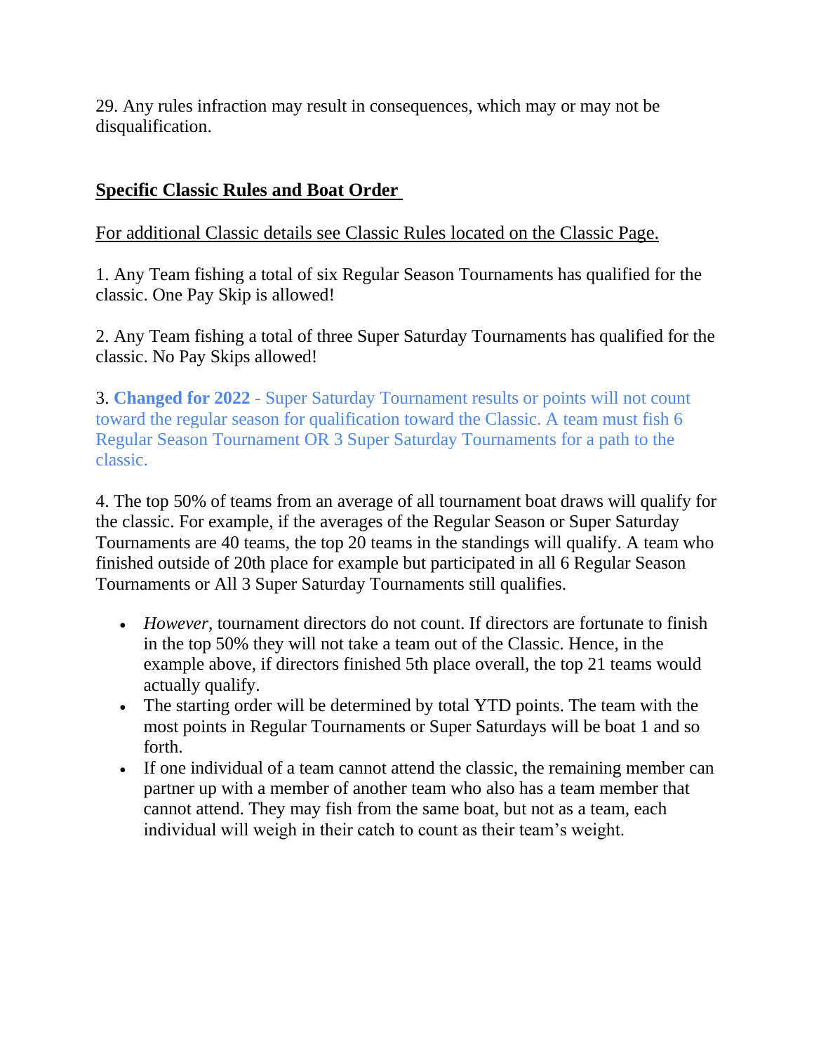29. Any rules infraction may result in consequences, which may or may not be disqualification.

## Specific Classic Rules and Boat Order

For additional Classic details see Classic Rules located on the Classic Page.

1. Any Team fishing a total of six Regular Season Tournaments has qualified for the classic. One Pay Skip is allowed!

2. Any Team fishing a total of three Super Saturday Tournaments has qualified for the classic. No Pay Skips allowed!

3. **Changed for 2022** - Super Saturday Tournament results or points will not count toward the regular season for qualification toward the Classic. A team must fish 6 Regular Season Tournament OR 3 Super Saturday Tournaments for a path to the classic.

4. The top 50% of teams from an average of all tournament boat draws will qualify for the classic. For example, if the averages of the Regular Season or Super Saturday Tournaments are 40 teams, the top 20 teams in the standings will qualify. A team who finished outside of 20th place for example but participated in all 6 Regular Season Tournaments or All 3 Super Saturday Tournaments still qualifies.

- *However*, tournament directors do not count. If directors are fortunate to finish in the top 50% they will not take a team out of the Classic. Hence, in the example above, if directors finished 5th place overall, the top 21 teams would actually qualify.
- The starting order will be determined by total YTD points. The team with the most points in Regular Tournaments or Super Saturdays will be boat 1 and so forth.
- If one individual of a team cannot attend the classic, the remaining member can partner up with a member of another team who also has a team member that cannot attend. They may fish from the same boat, but not as a team, each individual will weigh in their catch to count as their team's weight.